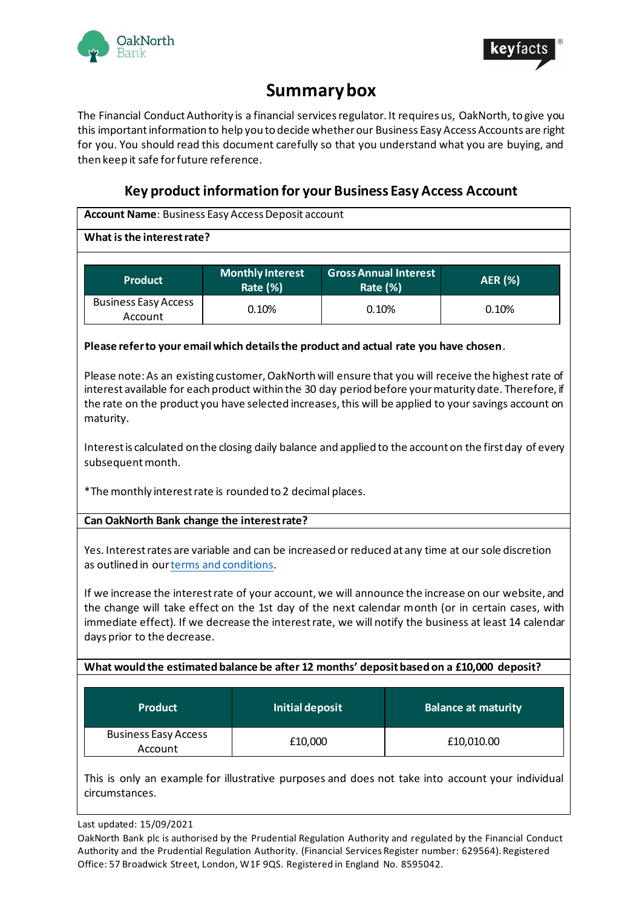# Summary box

The Financial Conduct Authority is a financial services regulator. It requires us, OakNorth, to give you this important information to help you to decide whether our Business Easy Access Accounts are right for you. You should read this document carefully so that you understand what you are buying, and then keep it safe for future reference.

## Key product information for your Business Easy Access Account

**Account Name**: Business Easy Access Deposit account

**What is the interest rate?**

| Product | Monthly Interest Rate (%) | Gross Annual Interest Rate (%) | AER (%) |
|---|---|---|---|
| Business Easy Access Account | 0.10% | 0.10% | 0.10% |

**Please refer to your email which details the product and actual rate you have chosen**.

Please note: As an existing customer, OakNorth will ensure that you will receive the highest rate of interest available for each product within the 30 day period before your maturity date. Therefore, if the rate on the product you have selected increases, this will be applied to your savings account on maturity.

Interest is calculated on the closing daily balance and applied to the account on the first day of every subsequent month.

*The monthly interest rate is rounded to 2 decimal places.

**Can OakNorth Bank change the interest rate?**

Yes. Interest rates are variable and can be increased or reduced at any time at our sole discretion as outlined in our terms and conditions.

If we increase the interest rate of your account, we will announce the increase on our website, and the change will take effect on the 1st day of the next calendar month (or in certain cases, with immediate effect). If we decrease the interest rate, we will notify the business at least 14 calendar days prior to the decrease.

**What would the estimated balance be after 12 months' deposit based on a £10,000 deposit?**

| Product | Initial deposit | Balance at maturity |
|---|---|---|
| Business Easy Access Account | £10,000 | £10,010.00 |

This is only an example for illustrative purposes and does not take into account your individual circumstances.

Last updated: 15/09/2021

OakNorth Bank plc is authorised by the Prudential Regulation Authority and regulated by the Financial Conduct Authority and the Prudential Regulation Authority. (Financial Services Register number: 629564). Registered Office: 57 Broadwick Street, London, W1F 9QS. Registered in England No. 8595042.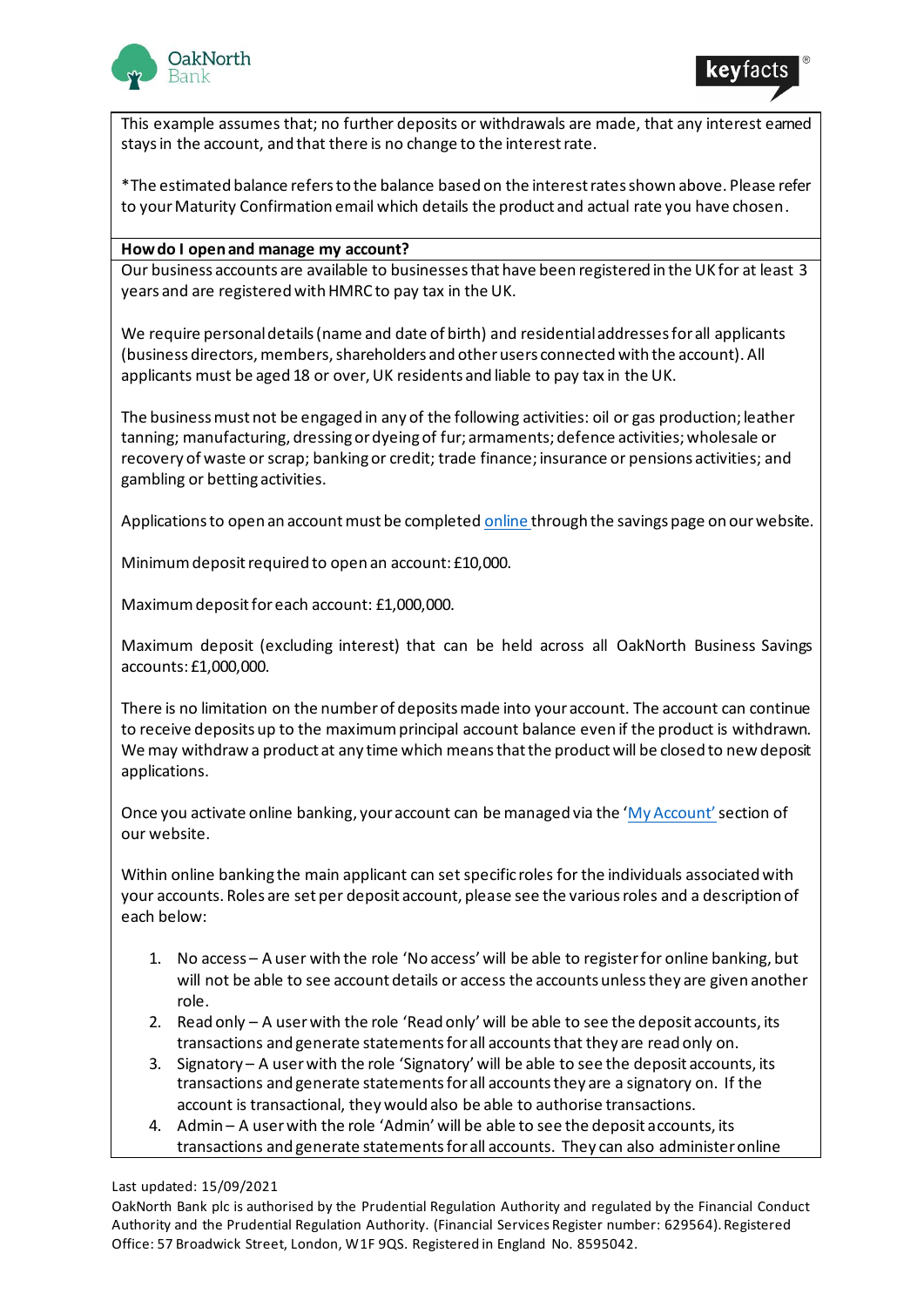This example assumes that; no further deposits or withdrawals are made, that any interest earned stays in the account, and that there is no change to the interest rate.

*The estimated balance refers to the balance based on the interest rates shown above. Please refer to your Maturity Confirmation email which details the product and actual rate you have chosen.

**How do I open and manage my account?**

Our business accounts are available to businesses that have been registered in the UK for at least 3 years and are registered with HMRC to pay tax in the UK.

We require personal details (name and date of birth) and residential addresses for all applicants (business directors, members, shareholders and other users connected with the account). All applicants must be aged 18 or over, UK residents and liable to pay tax in the UK.

The business must not be engaged in any of the following activities: oil or gas production; leather tanning; manufacturing, dressing or dyeing of fur; armaments; defence activities; wholesale or recovery of waste or scrap; banking or credit; trade finance; insurance or pensions activities; and gambling or betting activities.

Applications to open an account must be completed online through the savings page on our website.

Minimum deposit required to open an account: £10,000.

Maximum deposit for each account: £1,000,000.

Maximum deposit (excluding interest) that can be held across all OakNorth Business Savings accounts: £1,000,000.

There is no limitation on the number of deposits made into your account. The account can continue to receive deposits up to the maximum principal account balance even if the product is withdrawn. We may withdraw a product at any time which means that the product will be closed to new deposit applications.

Once you activate online banking, your account can be managed via the 'My Account' section of our website.

Within online banking the main applicant can set specific roles for the individuals associated with your accounts. Roles are set per deposit account, please see the various roles and a description of each below:

1. No access – A user with the role 'No access' will be able to register for online banking, but will not be able to see account details or access the accounts unless they are given another role.
2. Read only – A user with the role 'Read only' will be able to see the deposit accounts, its transactions and generate statements for all accounts that they are read only on.
3. Signatory – A user with the role 'Signatory' will be able to see the deposit accounts, its transactions and generate statements for all accounts they are a signatory on. If the account is transactional, they would also be able to authorise transactions.
4. Admin – A user with the role 'Admin' will be able to see the deposit accounts, its transactions and generate statements for all accounts. They can also administer online

Last updated: 15/09/2021

OakNorth Bank plc is authorised by the Prudential Regulation Authority and regulated by the Financial Conduct Authority and the Prudential Regulation Authority. (Financial Services Register number: 629564). Registered Office: 57 Broadwick Street, London, W1F 9QS. Registered in England No. 8595042.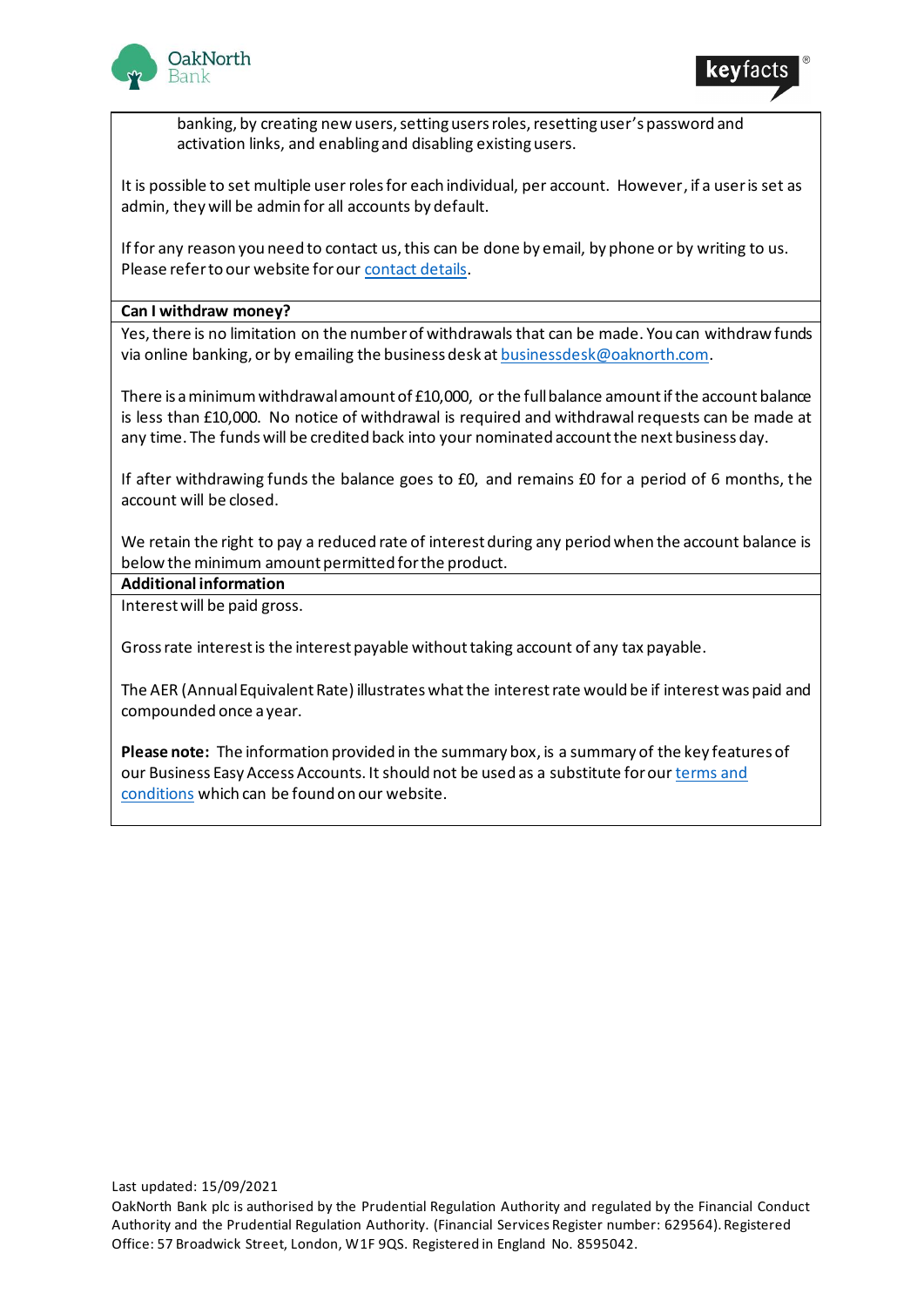banking, by creating new users, setting users roles, resetting user's password and activation links, and enabling and disabling existing users.

It is possible to set multiple user roles for each individual, per account. However, if a user is set as admin, they will be admin for all accounts by default.

If for any reason you need to contact us, this can be done by email, by phone or by writing to us. Please refer to our website for our contact details.

**Can I withdraw money?**

Yes, there is no limitation on the number of withdrawals that can be made. You can withdraw funds via online banking, or by emailing the business desk at businessdesk@oaknorth.com.

There is a minimum withdrawal amount of £10,000, or the full balance amount if the account balance is less than £10,000. No notice of withdrawal is required and withdrawal requests can be made at any time. The funds will be credited back into your nominated account the next business day.

If after withdrawing funds the balance goes to £0, and remains £0 for a period of 6 months, the account will be closed.

We retain the right to pay a reduced rate of interest during any period when the account balance is below the minimum amount permitted for the product.

**Additional information**

Interest will be paid gross.

Gross rate interest is the interest payable without taking account of any tax payable.

The AER (Annual Equivalent Rate) illustrates what the interest rate would be if interest was paid and compounded once a year.

**Please note:** The information provided in the summary box, is a summary of the key features of our Business Easy Access Accounts. It should not be used as a substitute for our terms and conditions which can be found on our website.

Last updated: 15/09/2021

OakNorth Bank plc is authorised by the Prudential Regulation Authority and regulated by the Financial Conduct Authority and the Prudential Regulation Authority. (Financial Services Register number: 629564). Registered Office: 57 Broadwick Street, London, W1F 9QS. Registered in England No. 8595042.